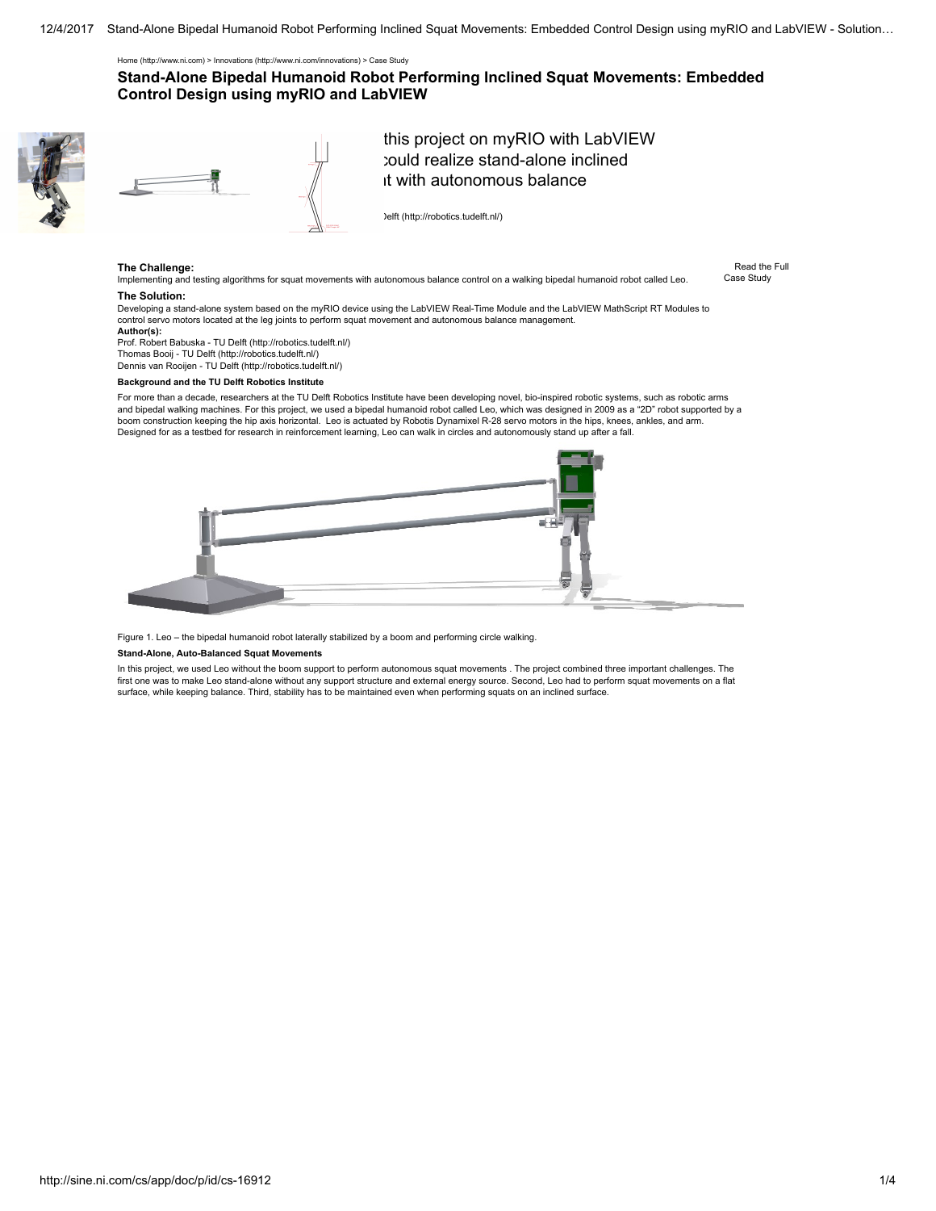Home (http://www.ni.com) > Innovations (http://www.ni.com/innovations) > Case Study

# Stand-Alone Bipedal Humanoid Robot Performing Inclined Squat Movements: Embedded Control Design using myRIO and LabVIEW

this project on myRIO with LabVIEW
could realize stand-alone inclined
t with autonomous balance

Delft (http://robotics.tudelft.nl/)

Read the Full Case Study

**The Challenge:**

Implementing and testing algorithms for squat movements with autonomous balance control on a walking bipedal humanoid robot called Leo.

**The Solution:**

Developing a stand-alone system based on the myRIO device using the LabVIEW Real-Time Module and the LabVIEW MathScript RT Modules to control servo motors located at the leg joints to perform squat movement and autonomous balance management.

**Author(s):**

Prof. Robert Babuska - TU Delft (http://robotics.tudelft.nl/)
Thomas Booij - TU Delft (http://robotics.tudelft.nl/)
Dennis van Rooijen - TU Delft (http://robotics.tudelft.nl/)

**Background and the TU Delft Robotics Institute**

For more than a decade, researchers at the TU Delft Robotics Institute have been developing novel, bio-inspired robotic systems, such as robotic arms and bipedal walking machines. For this project, we used a bipedal humanoid robot called Leo, which was designed in 2009 as a "2D" robot supported by a boom construction keeping the hip axis horizontal. Leo is actuated by Robotis Dynamixel R-28 servo motors in the hips, knees, ankles, and arm. Designed for as a testbed for research in reinforcement learning, Leo can walk in circles and autonomously stand up after a fall.

Figure 1. Leo – the bipedal humanoid robot laterally stabilized by a boom and performing circle walking.

**Stand-Alone, Auto-Balanced Squat Movements**

In this project, we used Leo without the boom support to perform autonomous squat movements . The project combined three important challenges. The first one was to make Leo stand-alone without any support structure and external energy source. Second, Leo had to perform squat movements on a flat surface, while keeping balance. Third, stability has to be maintained even when performing squats on an inclined surface.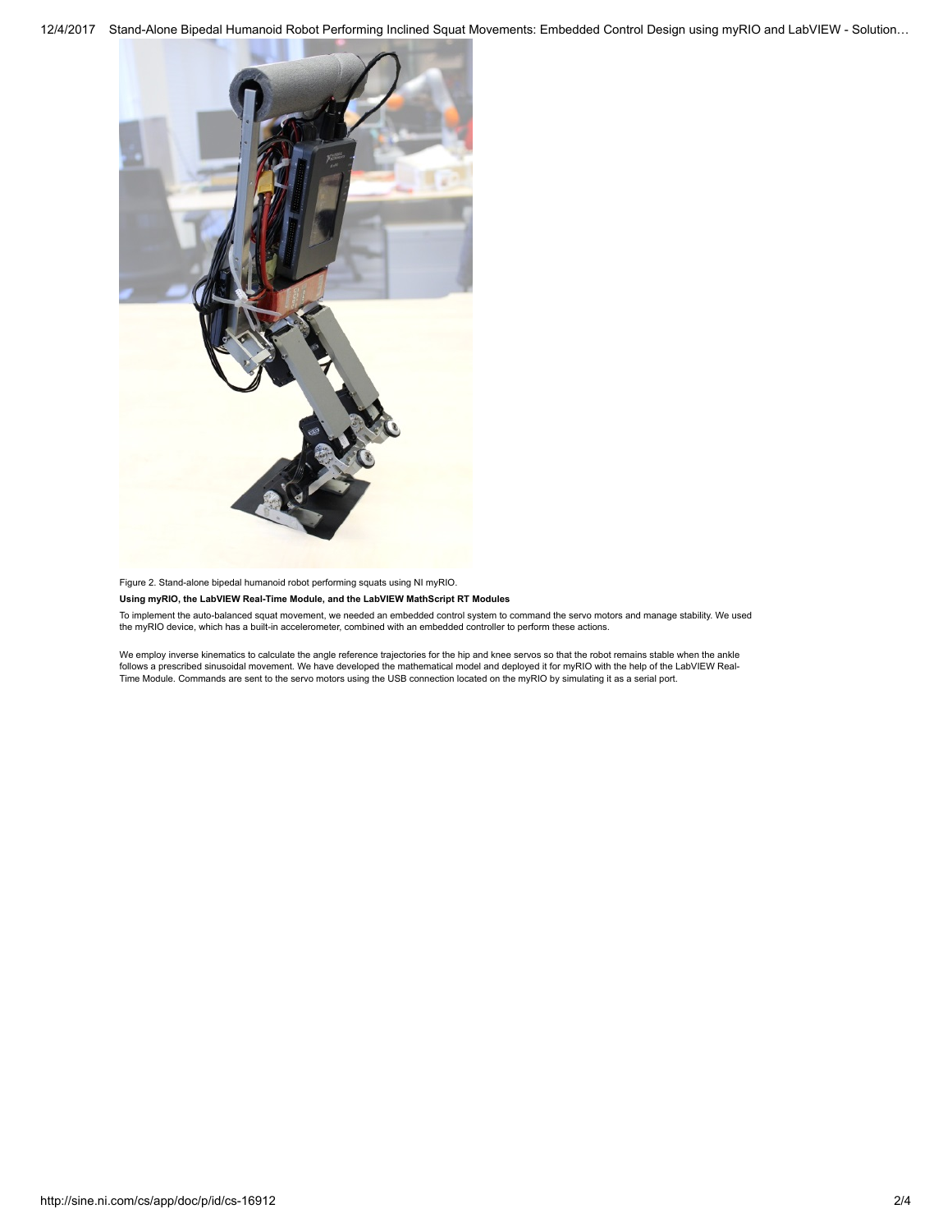Figure 2. Stand-alone bipedal humanoid robot performing squats using NI myRIO.

**Using myRIO, the LabVIEW Real-Time Module, and the LabVIEW MathScript RT Modules**

To implement the auto-balanced squat movement, we needed an embedded control system to command the servo motors and manage stability. We used the myRIO device, which has a built-in accelerometer, combined with an embedded controller to perform these actions.

We employ inverse kinematics to calculate the angle reference trajectories for the hip and knee servos so that the robot remains stable when the ankle follows a prescribed sinusoidal movement. We have developed the mathematical model and deployed it for myRIO with the help of the LabVIEW Real-Time Module. Commands are sent to the servo motors using the USB connection located on the myRIO by simulating it as a serial port.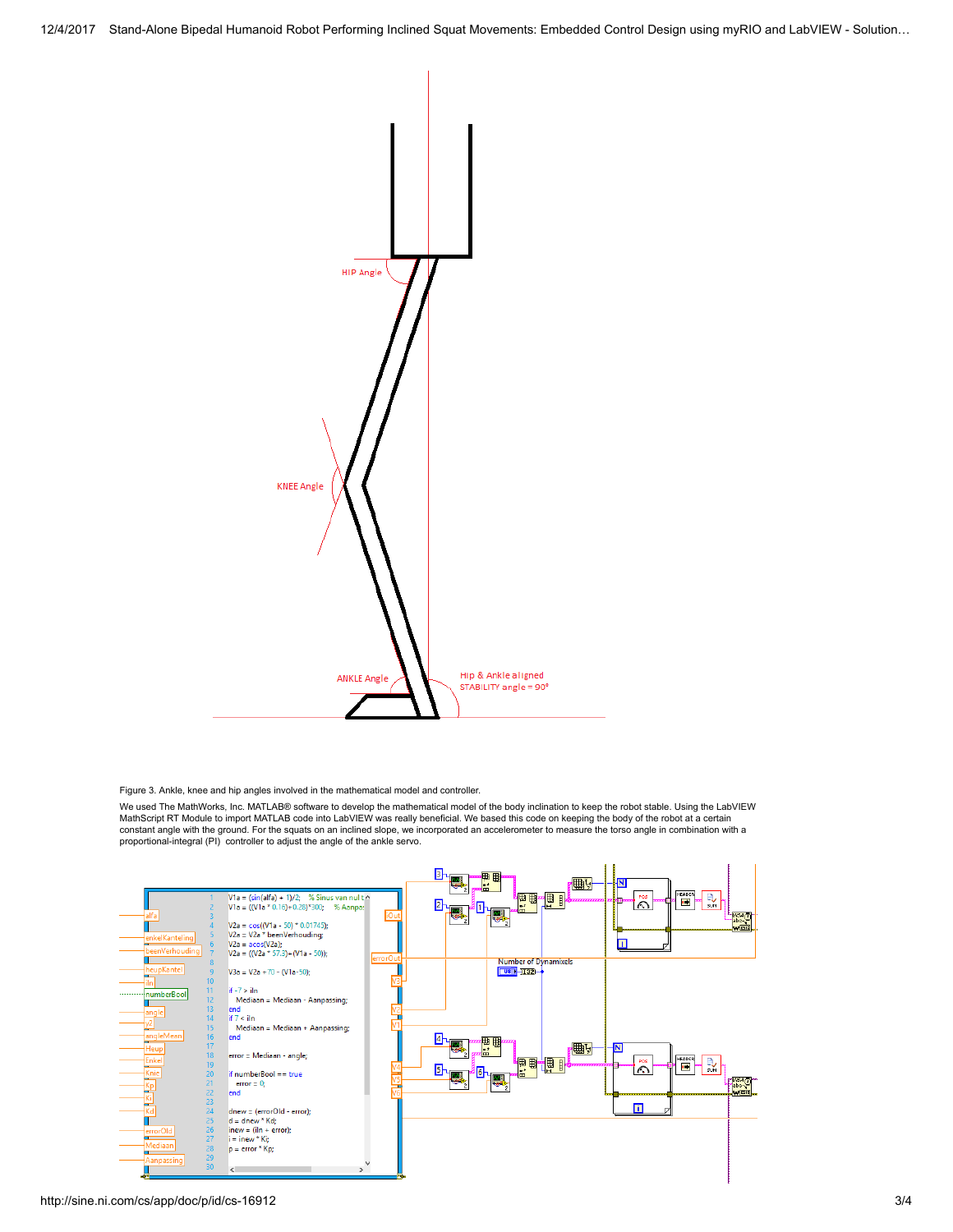Figure 3. Ankle, knee and hip angles involved in the mathematical model and controller.

We used The MathWorks, Inc. MATLAB® software to develop the mathematical model of the body inclination to keep the robot stable. Using the LabVIEW MathScript RT Module to import MATLAB code into LabVIEW was really beneficial. We based this code on keeping the body of the robot at a certain constant angle with the ground. For the squats on an inclined slope, we incorporated an accelerometer to measure the torso angle in combination with a proportional-integral (PI) controller to adjust the angle of the ankle servo.

```
V1a = (sin(alfa) + 1)/2;   % Sinus van nul t
V1a = ((V1a * 0.16)+0.28)*300;   % Aanpa

V2a = cos((V1a - 50) * 0.01745);
V2a = V2a * beenVerhouding;
V2a = acos(V2a);
V2a = ((V2a * 57.3)+(V1a - 50));

V3a = V2a + 70 - (V1a-50);

if -7 > iIn
    Mediaan = Mediaan - Aanpassing;
end
if 7 < iIn
    Mediaan = Mediaan + Aanpassing;
end

error = Mediaan - angle;

if numberBool == true
    error = 0;
end

dnew = (errorOld - error);
d = dnew * Kd;
inew = (iIn + error);
i = inew * Ki;
p = error * Kp;
```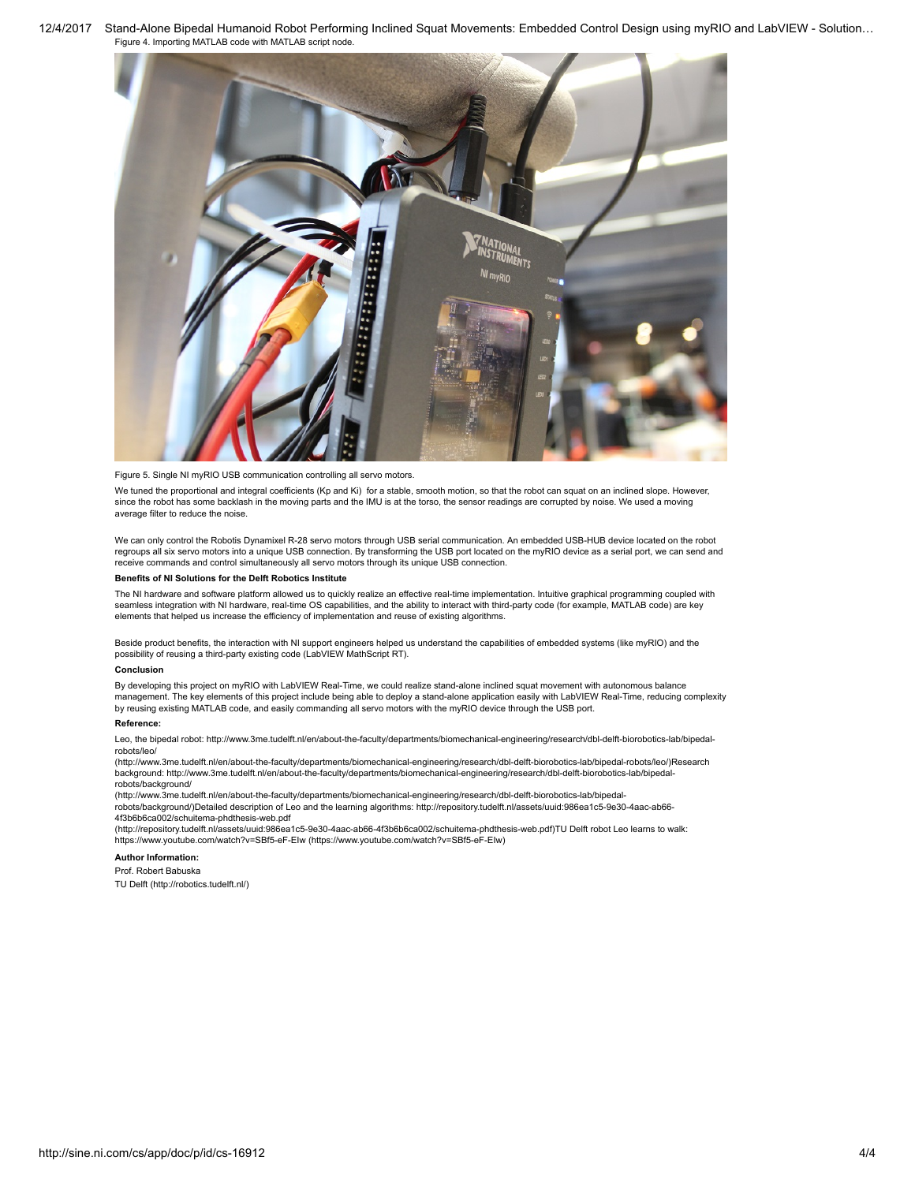Figure 4. Importing MATLAB code with MATLAB script node.

Figure 5. Single NI myRIO USB communication controlling all servo motors.

We tuned the proportional and integral coefficients (Kp and Ki) for a stable, smooth motion, so that the robot can squat on an inclined slope. However, since the robot has some backlash in the moving parts and the IMU is at the torso, the sensor readings are corrupted by noise. We used a moving average filter to reduce the noise.

We can only control the Robotis Dynamixel R-28 servo motors through USB serial communication. An embedded USB-HUB device located on the robot regroups all six servo motors into a unique USB connection. By transforming the USB port located on the myRIO device as a serial port, we can send and receive commands and control simultaneously all servo motors through its unique USB connection.

**Benefits of NI Solutions for the Delft Robotics Institute**

The NI hardware and software platform allowed us to quickly realize an effective real-time implementation. Intuitive graphical programming coupled with seamless integration with NI hardware, real-time OS capabilities, and the ability to interact with third-party code (for example, MATLAB code) are key elements that helped us increase the efficiency of implementation and reuse of existing algorithms.

Beside product benefits, the interaction with NI support engineers helped us understand the capabilities of embedded systems (like myRIO) and the possibility of reusing a third-party existing code (LabVIEW MathScript RT).

**Conclusion**

By developing this project on myRIO with LabVIEW Real-Time, we could realize stand-alone inclined squat movement with autonomous balance management. The key elements of this project include being able to deploy a stand-alone application easily with LabVIEW Real-Time, reducing complexity by reusing existing MATLAB code, and easily commanding all servo motors with the myRIO device through the USB port.

**Reference:**

Leo, the bipedal robot: http://www.3me.tudelft.nl/en/about-the-faculty/departments/biomechanical-engineering/research/dbl-delft-biorobotics-lab/bipedal-robots/leo/ (http://www.3me.tudelft.nl/en/about-the-faculty/departments/biomechanical-engineering/research/dbl-delft-biorobotics-lab/bipedal-robots/leo/)Research background: http://www.3me.tudelft.nl/en/about-the-faculty/departments/biomechanical-engineering/research/dbl-delft-biorobotics-lab/bipedal-robots/background/ (http://www.3me.tudelft.nl/en/about-the-faculty/departments/biomechanical-engineering/research/dbl-delft-biorobotics-lab/bipedal-robots/background/)Detailed description of Leo and the learning algorithms: http://repository.tudelft.nl/assets/uuid:986ea1c5-9e30-4aac-ab66-4f3b6b6ca002/schuitema-phdthesis-web.pdf (http://repository.tudelft.nl/assets/uuid:986ea1c5-9e30-4aac-ab66-4f3b6b6ca002/schuitema-phdthesis-web.pdf)TU Delft robot Leo learns to walk: https://www.youtube.com/watch?v=SBf5-eF-EIw (https://www.youtube.com/watch?v=SBf5-eF-EIw)

**Author Information:**

Prof. Robert Babuska

TU Delft (http://robotics.tudelft.nl/)